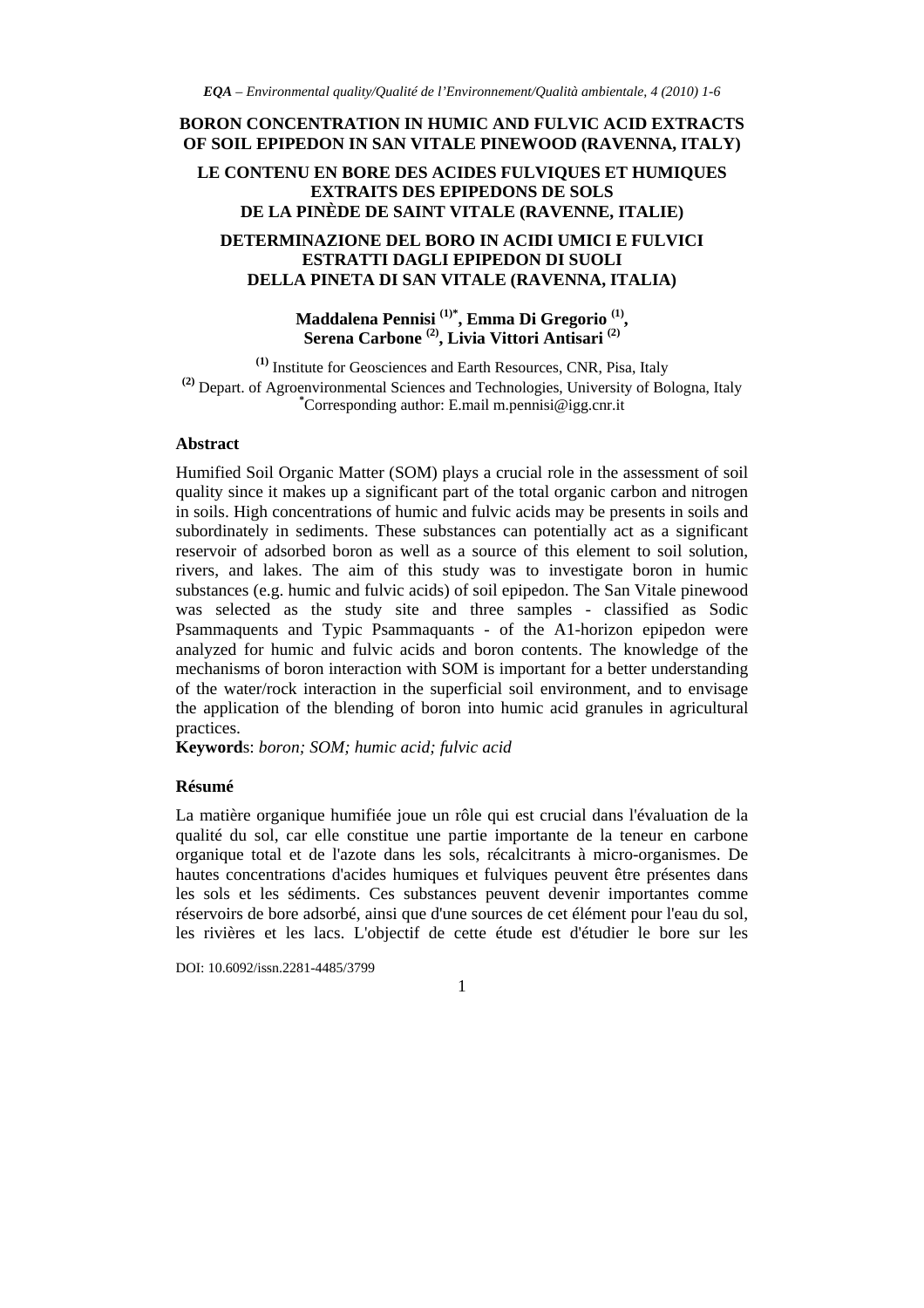# BORON CONCENTRATION IN HUMIC AND FULVIC ACID EXTRACTS OF SOIL EPIPEDON IN SAN VITALE PINEWOOD (RAVENNA, ITALY)

# LE CONTENU EN BORE DES ACIDES FULVIQUES ET HUMIQUES EXTRAITS DES EPIPEDONS DE SOLS DE LA PINÈDE DE SAINT VITALE (RAVENNE, ITALIE)

# DETERMINAZIONE DEL BORO IN ACIDI UMICI E FULVICI ESTRATTI DAGLI EPIPEDON DI SUOLI DELLA PINETA DI SAN VITALE (RAVENNA, ITALIA)

**Maddalena Pennisi [(1)*], Emma Di Gregorio [(1)], Serena Carbone [(2)], Livia Vittori Antisari [(2)]**

[(1)] Institute for Geosciences and Earth Resources, CNR, Pisa, Italy
[(2)] Depart. of Agroenvironmental Sciences and Technologies, University of Bologna, Italy
[*]Corresponding author: E.mail m.pennisi@igg.cnr.it

## Abstract

Humified Soil Organic Matter (SOM) plays a crucial role in the assessment of soil quality since it makes up a significant part of the total organic carbon and nitrogen in soils. High concentrations of humic and fulvic acids may be presents in soils and subordinately in sediments. These substances can potentially act as a significant reservoir of adsorbed boron as well as a source of this element to soil solution, rivers, and lakes. The aim of this study was to investigate boron in humic substances (e.g. humic and fulvic acids) of soil epipedon. The San Vitale pinewood was selected as the study site and three samples - classified as Sodic Psammaquents and Typic Psammaquants - of the A1-horizon epipedon were analyzed for humic and fulvic acids and boron contents. The knowledge of the mechanisms of boron interaction with SOM is important for a better understanding of the water/rock interaction in the superficial soil environment, and to envisage the application of the blending of boron into humic acid granules in agricultural practices.

**Keyword**s: *boron; SOM; humic acid; fulvic acid*

## Résumé

La matière organique humifiée joue un rôle qui est crucial dans l'évaluation de la qualité du sol, car elle constitue une partie importante de la teneur en carbone organique total et de l'azote dans les sols, récalcitrants à micro-organismes. De hautes concentrations d'acides humiques et fulviques peuvent être présentes dans les sols et les sédiments. Ces substances peuvent devenir importantes comme réservoirs de bore adsorbé, ainsi que d'une sources de cet élément pour l'eau du sol, les rivières et les lacs. L'objectif de cette étude est d'étudier le bore sur les

DOI: 10.6092/issn.2281-4485/3799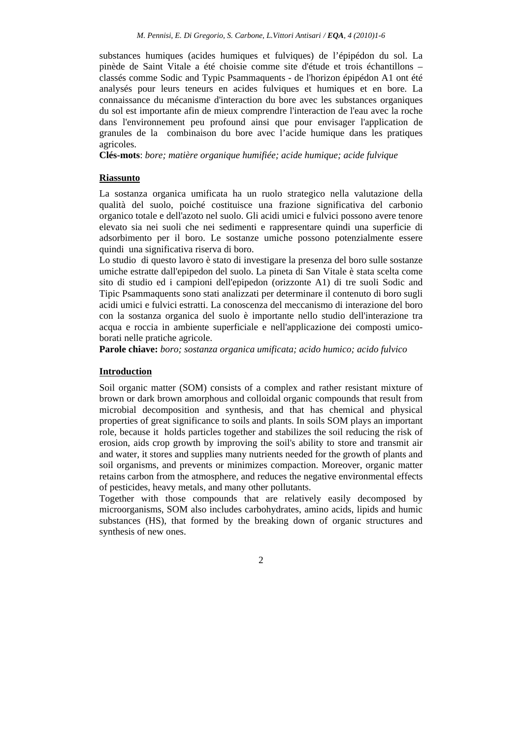substances humiques (acides humiques et fulviques) de l'épipédon du sol. La pinède de Saint Vitale a été choisie comme site d'étude et trois échantillons – classés comme Sodic and Typic Psammaquents - de l'horizon épipédon A1 ont été analysés pour leurs teneurs en acides fulviques et humiques et en bore. La connaissance du mécanisme d'interaction du bore avec les substances organiques du sol est importante afin de mieux comprendre l'interaction de l'eau avec la roche dans l'environnement peu profound ainsi que pour envisager l'application de granules de la combinaison du bore avec l'acide humique dans les pratiques agricoles.

**Clés-mots**: *bore; matière organique humifiée; acide humique; acide fulvique*

## Riassunto

La sostanza organica umificata ha un ruolo strategico nella valutazione della qualità del suolo, poiché costituisce una frazione significativa del carbonio organico totale e dell'azoto nel suolo. Gli acidi umici e fulvici possono avere tenore elevato sia nei suoli che nei sedimenti e rappresentare quindi una superficie di adsorbimento per il boro. Le sostanze umiche possono potenzialmente essere quindi una significativa riserva di boro.

Lo studio di questo lavoro è stato di investigare la presenza del boro sulle sostanze umiche estratte dall'epipedon del suolo. La pineta di San Vitale è stata scelta come sito di studio ed i campioni dell'epipedon (orizzonte A1) di tre suoli Sodic and Tipic Psammaquents sono stati analizzati per determinare il contenuto di boro sugli acidi umici e fulvici estratti. La conoscenza del meccanismo di interazione del boro con la sostanza organica del suolo è importante nello studio dell'interazione tra acqua e roccia in ambiente superficiale e nell'applicazione dei composti umico-borati nelle pratiche agricole.

**Parole chiave:** *boro; sostanza organica umificata; acido humico; acido fulvico*

## Introduction

Soil organic matter (SOM) consists of a complex and rather resistant mixture of brown or dark brown amorphous and colloidal organic compounds that result from microbial decomposition and synthesis, and that has chemical and physical properties of great significance to soils and plants. In soils SOM plays an important role, because it holds particles together and stabilizes the soil reducing the risk of erosion, aids crop growth by improving the soil's ability to store and transmit air and water, it stores and supplies many nutrients needed for the growth of plants and soil organisms, and prevents or minimizes compaction. Moreover, organic matter retains carbon from the atmosphere, and reduces the negative environmental effects of pesticides, heavy metals, and many other pollutants.

Together with those compounds that are relatively easily decomposed by microorganisms, SOM also includes carbohydrates, amino acids, lipids and humic substances (HS), that formed by the breaking down of organic structures and synthesis of new ones.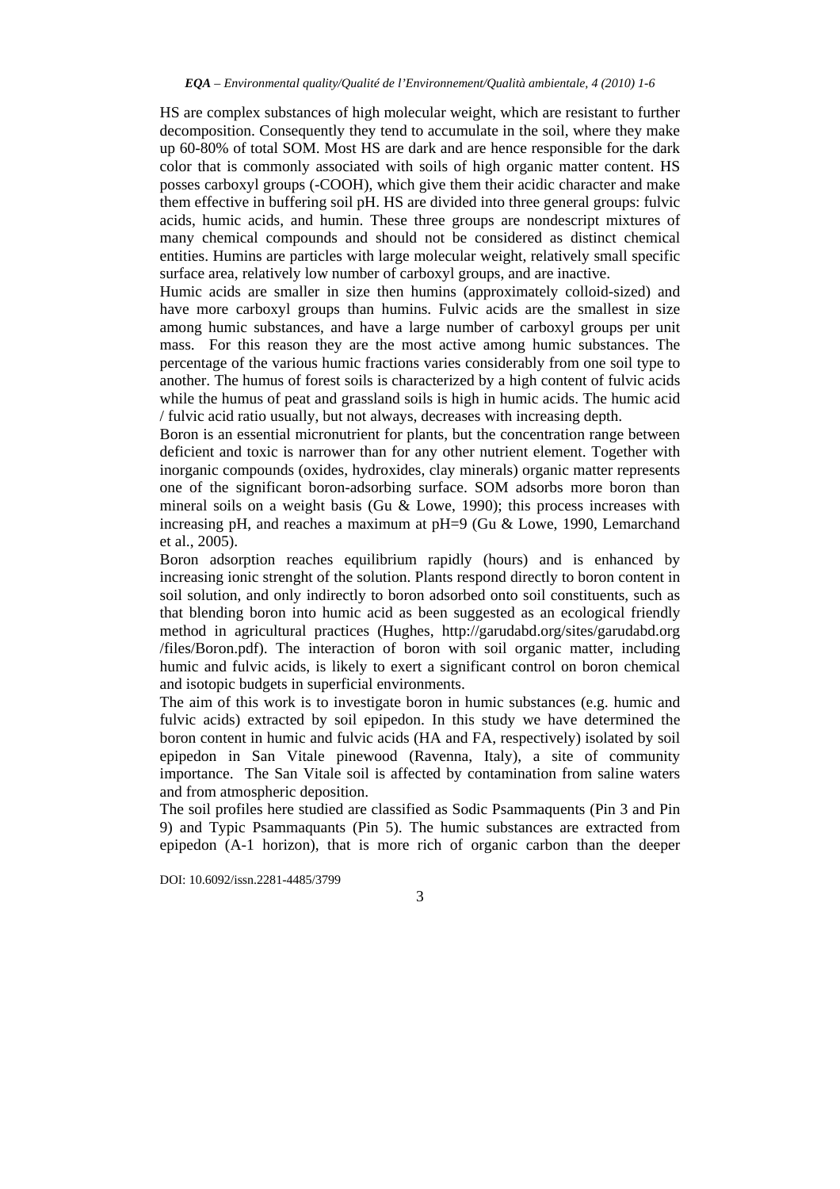HS are complex substances of high molecular weight, which are resistant to further decomposition. Consequently they tend to accumulate in the soil, where they make up 60-80% of total SOM. Most HS are dark and are hence responsible for the dark color that is commonly associated with soils of high organic matter content. HS posses carboxyl groups (-COOH), which give them their acidic character and make them effective in buffering soil pH. HS are divided into three general groups: fulvic acids, humic acids, and humin. These three groups are nondescript mixtures of many chemical compounds and should not be considered as distinct chemical entities. Humins are particles with large molecular weight, relatively small specific surface area, relatively low number of carboxyl groups, and are inactive.

Humic acids are smaller in size then humins (approximately colloid-sized) and have more carboxyl groups than humins. Fulvic acids are the smallest in size among humic substances, and have a large number of carboxyl groups per unit mass. For this reason they are the most active among humic substances. The percentage of the various humic fractions varies considerably from one soil type to another. The humus of forest soils is characterized by a high content of fulvic acids while the humus of peat and grassland soils is high in humic acids. The humic acid / fulvic acid ratio usually, but not always, decreases with increasing depth.

Boron is an essential micronutrient for plants, but the concentration range between deficient and toxic is narrower than for any other nutrient element. Together with inorganic compounds (oxides, hydroxides, clay minerals) organic matter represents one of the significant boron-adsorbing surface. SOM adsorbs more boron than mineral soils on a weight basis (Gu & Lowe, 1990); this process increases with increasing pH, and reaches a maximum at pH=9 (Gu & Lowe, 1990, Lemarchand et al., 2005).

Boron adsorption reaches equilibrium rapidly (hours) and is enhanced by increasing ionic strenght of the solution. Plants respond directly to boron content in soil solution, and only indirectly to boron adsorbed onto soil constituents, such as that blending boron into humic acid as been suggested as an ecological friendly method in agricultural practices (Hughes, http://garudabd.org/sites/garudabd.org /files/Boron.pdf). The interaction of boron with soil organic matter, including humic and fulvic acids, is likely to exert a significant control on boron chemical and isotopic budgets in superficial environments.

The aim of this work is to investigate boron in humic substances (e.g. humic and fulvic acids) extracted by soil epipedon. In this study we have determined the boron content in humic and fulvic acids (HA and FA, respectively) isolated by soil epipedon in San Vitale pinewood (Ravenna, Italy), a site of community importance. The San Vitale soil is affected by contamination from saline waters and from atmospheric deposition.

The soil profiles here studied are classified as Sodic Psammaquents (Pin 3 and Pin 9) and Typic Psammaquants (Pin 5). The humic substances are extracted from epipedon (A-1 horizon), that is more rich of organic carbon than the deeper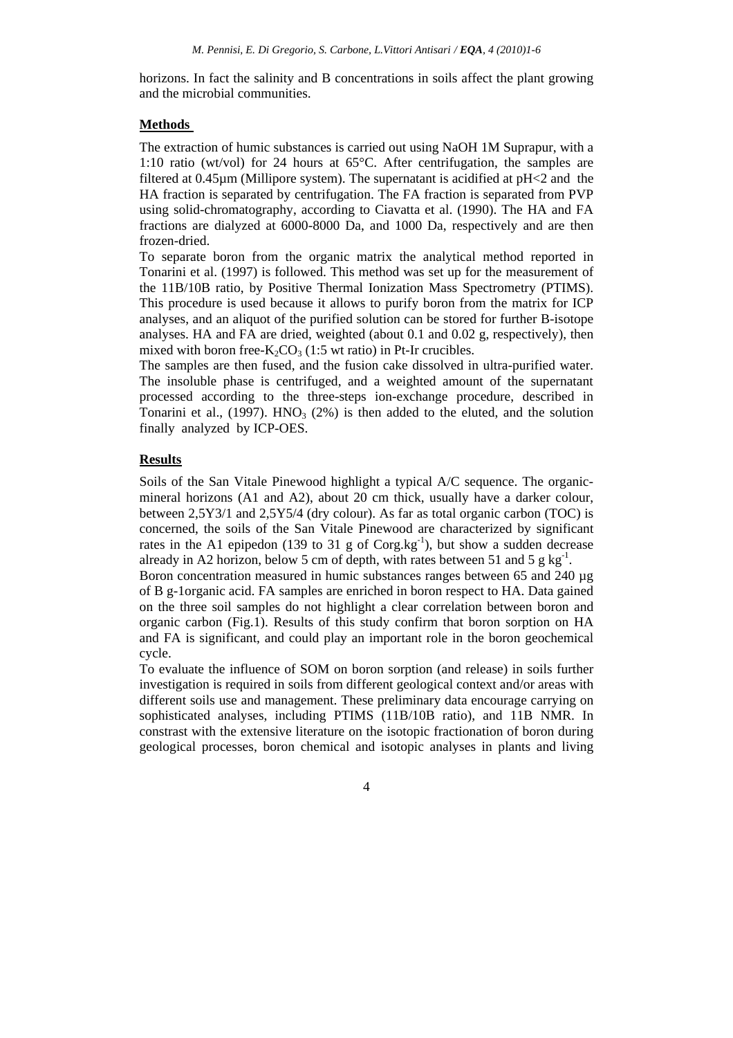horizons. In fact the salinity and B concentrations in soils affect the plant growing and the microbial communities.

## Methods

The extraction of humic substances is carried out using NaOH 1M Suprapur, with a 1:10 ratio (wt/vol) for 24 hours at 65°C. After centrifugation, the samples are filtered at 0.45µm (Millipore system). The supernatant is acidified at pH<2 and the HA fraction is separated by centrifugation. The FA fraction is separated from PVP using solid-chromatography, according to Ciavatta et al. (1990). The HA and FA fractions are dialyzed at 6000-8000 Da, and 1000 Da, respectively and are then frozen-dried.

To separate boron from the organic matrix the analytical method reported in Tonarini et al. (1997) is followed. This method was set up for the measurement of the 11B/10B ratio, by Positive Thermal Ionization Mass Spectrometry (PTIMS). This procedure is used because it allows to purify boron from the matrix for ICP analyses, and an aliquot of the purified solution can be stored for further B-isotope analyses. HA and FA are dried, weighted (about 0.1 and 0.02 g, respectively), then mixed with boron free-$K_2CO_3$ (1:5 wt ratio) in Pt-Ir crucibles.

The samples are then fused, and the fusion cake dissolved in ultra-purified water. The insoluble phase is centrifuged, and a weighted amount of the supernatant processed according to the three-steps ion-exchange procedure, described in Tonarini et al., (1997). $HNO_3$ (2%) is then added to the eluted, and the solution finally analyzed by ICP-OES.

## Results

Soils of the San Vitale Pinewood highlight a typical A/C sequence. The organic-mineral horizons (A1 and A2), about 20 cm thick, usually have a darker colour, between 2,5Y3/1 and 2,5Y5/4 (dry colour). As far as total organic carbon (TOC) is concerned, the soils of the San Vitale Pinewood are characterized by significant rates in the A1 epipedon (139 to 31 g of Corg.$kg^{-1}$), but show a sudden decrease already in A2 horizon, below 5 cm of depth, with rates between 51 and 5 g $kg^{-1}$.

Boron concentration measured in humic substances ranges between 65 and 240 µg of B g-1organic acid. FA samples are enriched in boron respect to HA. Data gained on the three soil samples do not highlight a clear correlation between boron and organic carbon (Fig.1). Results of this study confirm that boron sorption on HA and FA is significant, and could play an important role in the boron geochemical cycle.

To evaluate the influence of SOM on boron sorption (and release) in soils further investigation is required in soils from different geological context and/or areas with different soils use and management. These preliminary data encourage carrying on sophisticated analyses, including PTIMS (11B/10B ratio), and 11B NMR. In constrast with the extensive literature on the isotopic fractionation of boron during geological processes, boron chemical and isotopic analyses in plants and living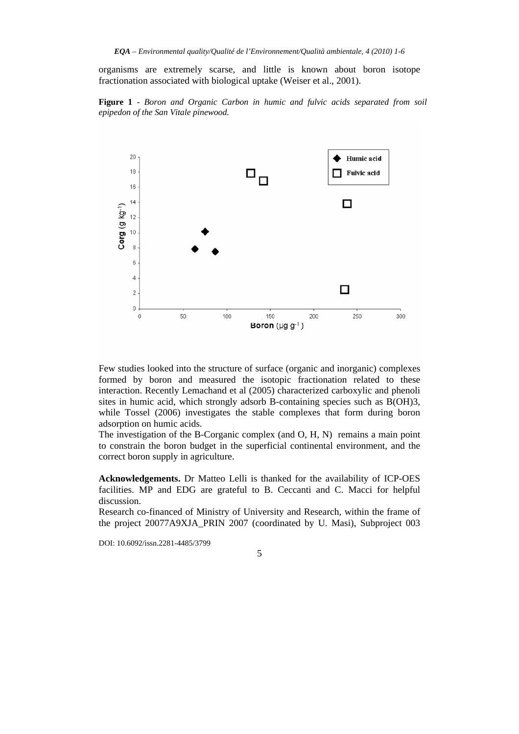organisms are extremely scarse, and little is known about boron isotope fractionation associated with biological uptake (Weiser et al., 2001).

**Figure 1** - *Boron and Organic Carbon in humic and fulvic acids separated from soil epipedon of the San Vitale pinewood.*

Few studies looked into the structure of surface (organic and inorganic) complexes formed by boron and measured the isotopic fractionation related to these interaction. Recently Lemachand et al (2005) characterized carboxylic and phenoli sites in humic acid, which strongly adsorb B-containing species such as $B(OH)3$, while Tossel (2006) investigates the stable complexes that form during boron adsorption on humic acids.

The investigation of the B-Corganic complex (and O, H, N) remains a main point to constrain the boron budget in the superficial continental environment, and the correct boron supply in agriculture.

**Acknowledgements.** Dr Matteo Lelli is thanked for the availability of ICP-OES facilities. MP and EDG are grateful to B. Ceccanti and C. Macci for helpful discussion.

Research co-financed of Ministry of University and Research, within the frame of the project 20077A9XJA_PRIN 2007 (coordinated by U. Masi), Subproject 003

DOI: 10.6092/issn.2281-4485/3799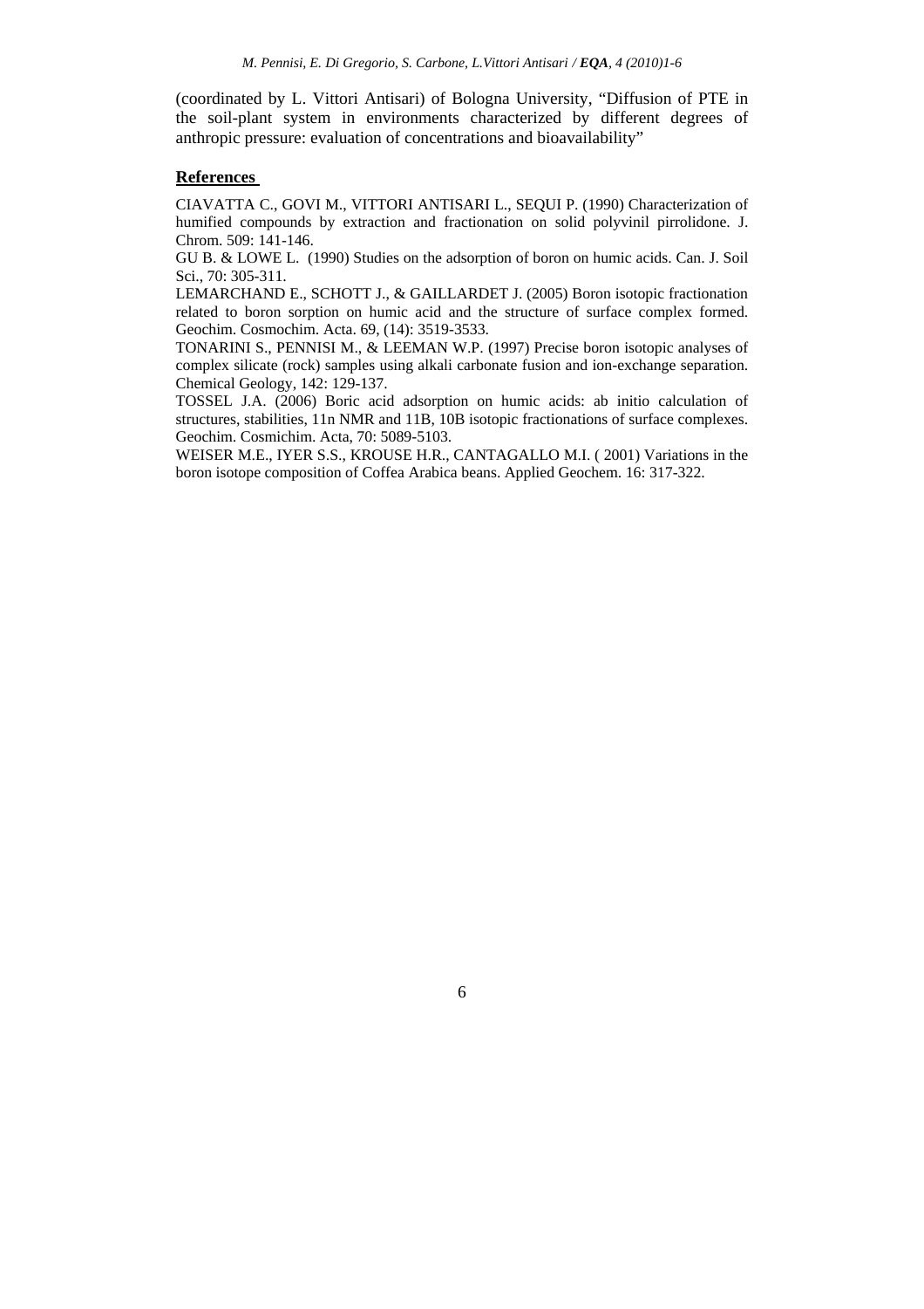(coordinated by L. Vittori Antisari) of Bologna University, "Diffusion of PTE in the soil-plant system in environments characterized by different degrees of anthropic pressure: evaluation of concentrations and bioavailability"

## References

CIAVATTA C., GOVI M., VITTORI ANTISARI L., SEQUI P. (1990) Characterization of humified compounds by extraction and fractionation on solid polyvinil pirrolidone. J. Chrom. 509: 141-146.

GU B. & LOWE L. (1990) Studies on the adsorption of boron on humic acids. Can. J. Soil Sci., 70: 305-311.

LEMARCHAND E., SCHOTT J., & GAILLARDET J. (2005) Boron isotopic fractionation related to boron sorption on humic acid and the structure of surface complex formed. Geochim. Cosmochim. Acta. 69, (14): 3519-3533.

TONARINI S., PENNISI M., & LEEMAN W.P. (1997) Precise boron isotopic analyses of complex silicate (rock) samples using alkali carbonate fusion and ion-exchange separation. Chemical Geology, 142: 129-137.

TOSSEL J.A. (2006) Boric acid adsorption on humic acids: ab initio calculation of structures, stabilities, 11n NMR and 11B, 10B isotopic fractionations of surface complexes. Geochim. Cosmichim. Acta, 70: 5089-5103.

WEISER M.E., IYER S.S., KROUSE H.R., CANTAGALLO M.I. ( 2001) Variations in the boron isotope composition of Coffea Arabica beans. Applied Geochem. 16: 317-322.